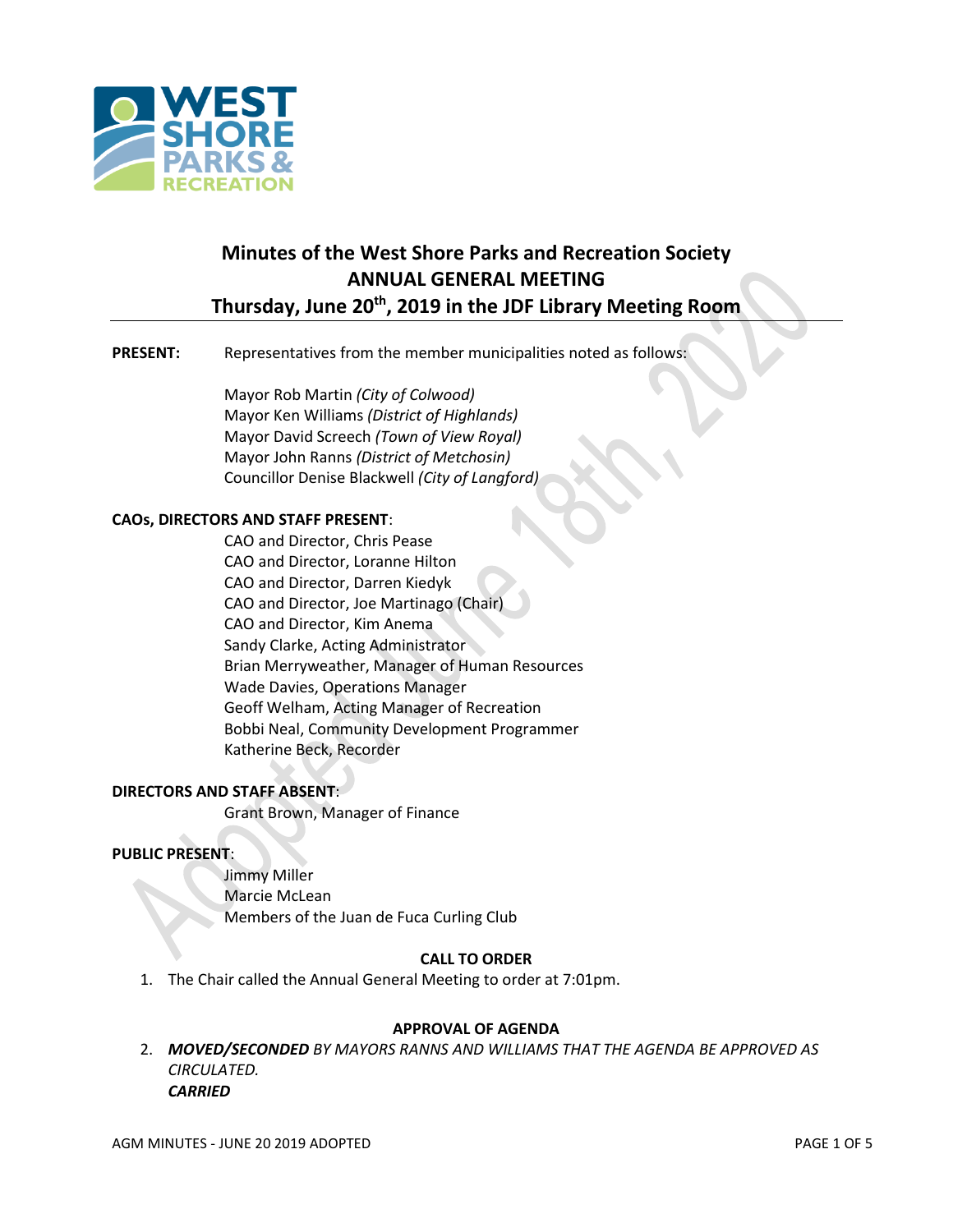# Minutes of the West Shore Parks and Recreation Society
# ANNUAL GENERAL MEETING
## Thursday, June 20th, 2019 in the JDF Library Meeting Room

**PRESENT:** Representatives from the member municipalities noted as follows:

Mayor Rob Martin *(City of Colwood)*
Mayor Ken Williams *(District of Highlands)*
Mayor David Screech *(Town of View Royal)*
Mayor John Ranns *(District of Metchosin)*
Councillor Denise Blackwell *(City of Langford)*

**CAOs, DIRECTORS AND STAFF PRESENT**:

CAO and Director, Chris Pease
CAO and Director, Loranne Hilton
CAO and Director, Darren Kiedyk
CAO and Director, Joe Martinago (Chair)
CAO and Director, Kim Anema
Sandy Clarke, Acting Administrator
Brian Merryweather, Manager of Human Resources
Wade Davies, Operations Manager
Geoff Welham, Acting Manager of Recreation
Bobbi Neal, Community Development Programmer
Katherine Beck, Recorder

**DIRECTORS AND STAFF ABSENT**:

Grant Brown, Manager of Finance

**PUBLIC PRESENT**:

Jimmy Miller
Marcie McLean
Members of the Juan de Fuca Curling Club

**CALL TO ORDER**

1. The Chair called the Annual General Meeting to order at 7:01pm.

**APPROVAL OF AGENDA**

2. ***MOVED/SECONDED*** *BY MAYORS RANNS AND WILLIAMS THAT THE AGENDA BE APPROVED AS CIRCULATED.*
   ***CARRIED***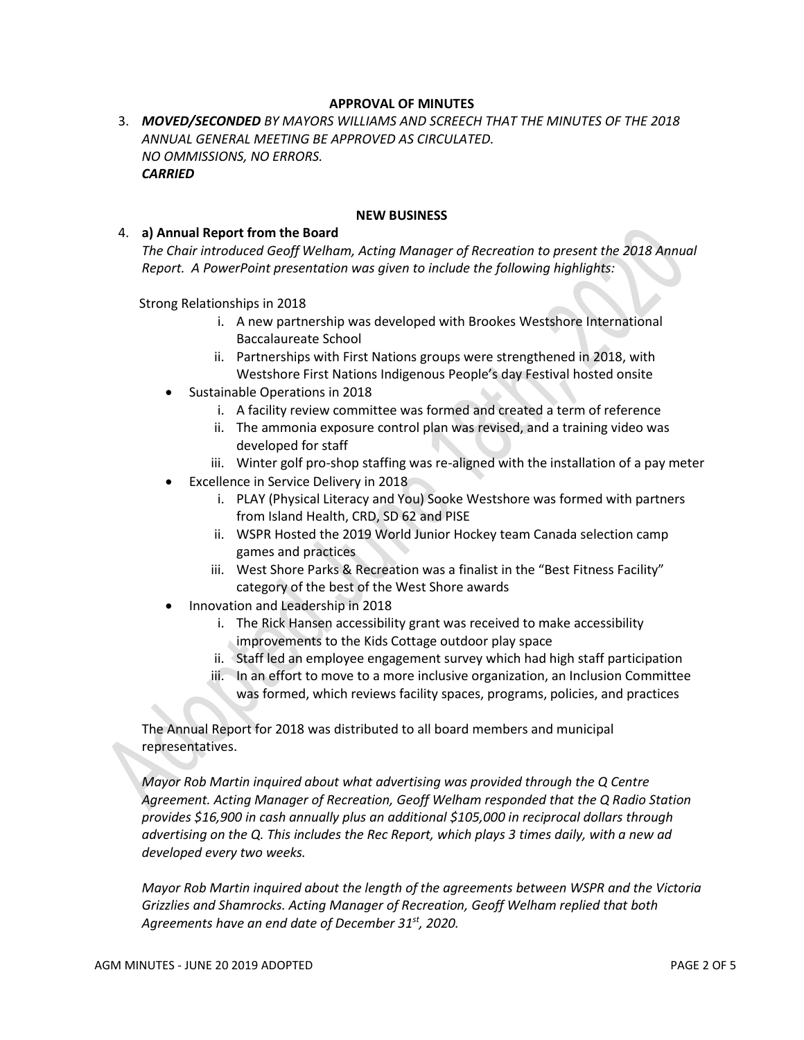**APPROVAL OF MINUTES**

3. ***MOVED/SECONDED*** *BY MAYORS WILLIAMS AND SCREECH THAT THE MINUTES OF THE 2018 ANNUAL GENERAL MEETING BE APPROVED AS CIRCULATED.*
   *NO OMMISSIONS, NO ERRORS.*
   ***CARRIED***

**NEW BUSINESS**

4. **a) Annual Report from the Board**
   *The Chair introduced Geoff Welham, Acting Manager of Recreation to present the 2018 Annual Report. A PowerPoint presentation was given to include the following highlights:*

   Strong Relationships in 2018
   - i. A new partnership was developed with Brookes Westshore International Baccalaureate School
   - ii. Partnerships with First Nations groups were strengthened in 2018, with Westshore First Nations Indigenous People's day Festival hosted onsite

   - Sustainable Operations in 2018
     - i. A facility review committee was formed and created a term of reference
     - ii. The ammonia exposure control plan was revised, and a training video was developed for staff
     - iii. Winter golf pro-shop staffing was re-aligned with the installation of a pay meter
   - Excellence in Service Delivery in 2018
     - i. PLAY (Physical Literacy and You) Sooke Westshore was formed with partners from Island Health, CRD, SD 62 and PISE
     - ii. WSPR Hosted the 2019 World Junior Hockey team Canada selection camp games and practices
     - iii. West Shore Parks & Recreation was a finalist in the "Best Fitness Facility" category of the best of the West Shore awards
   - Innovation and Leadership in 2018
     - i. The Rick Hansen accessibility grant was received to make accessibility improvements to the Kids Cottage outdoor play space
     - ii. Staff led an employee engagement survey which had high staff participation
     - iii. In an effort to move to a more inclusive organization, an Inclusion Committee was formed, which reviews facility spaces, programs, policies, and practices

   The Annual Report for 2018 was distributed to all board members and municipal representatives.

   *Mayor Rob Martin inquired about what advertising was provided through the Q Centre Agreement. Acting Manager of Recreation, Geoff Welham responded that the Q Radio Station provides $16,900 in cash annually plus an additional $105,000 in reciprocal dollars through advertising on the Q. This includes the Rec Report, which plays 3 times daily, with a new ad developed every two weeks.*

   *Mayor Rob Martin inquired about the length of the agreements between WSPR and the Victoria Grizzlies and Shamrocks. Acting Manager of Recreation, Geoff Welham replied that both Agreements have an end date of December 31st, 2020.*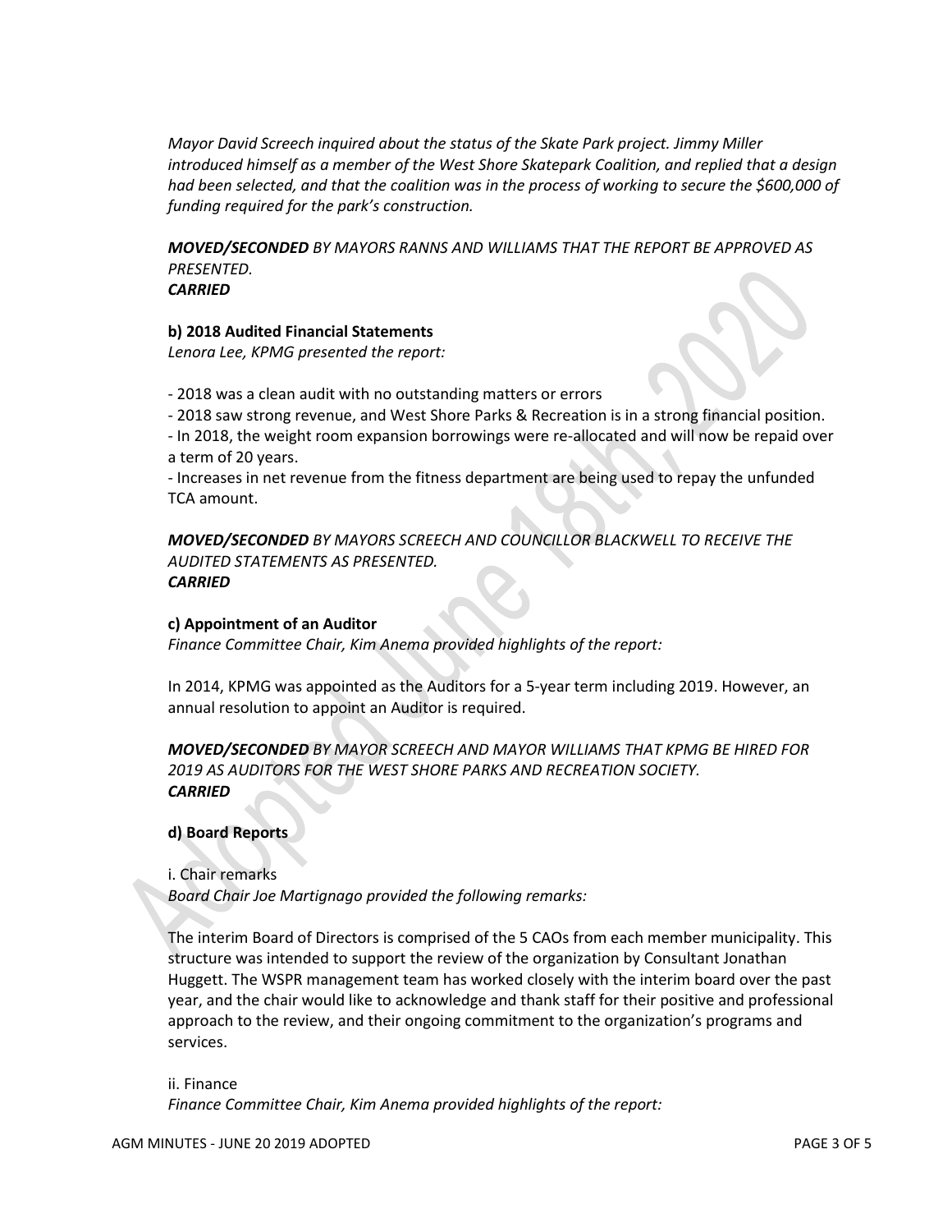*Mayor David Screech inquired about the status of the Skate Park project. Jimmy Miller introduced himself as a member of the West Shore Skatepark Coalition, and replied that a design had been selected, and that the coalition was in the process of working to secure the $600,000 of funding required for the park's construction.*

***MOVED/SECONDED** BY MAYORS RANNS AND WILLIAMS THAT THE REPORT BE APPROVED AS PRESENTED.*
***CARRIED***

**b) 2018 Audited Financial Statements**
*Lenora Lee, KPMG presented the report:*

- 2018 was a clean audit with no outstanding matters or errors
- 2018 saw strong revenue, and West Shore Parks & Recreation is in a strong financial position.
- In 2018, the weight room expansion borrowings were re-allocated and will now be repaid over a term of 20 years.
- Increases in net revenue from the fitness department are being used to repay the unfunded TCA amount.

***MOVED/SECONDED** BY MAYORS SCREECH AND COUNCILLOR BLACKWELL TO RECEIVE THE AUDITED STATEMENTS AS PRESENTED.*
***CARRIED***

**c) Appointment of an Auditor**
*Finance Committee Chair, Kim Anema provided highlights of the report:*

In 2014, KPMG was appointed as the Auditors for a 5-year term including 2019. However, an annual resolution to appoint an Auditor is required.

***MOVED/SECONDED** BY MAYOR SCREECH AND MAYOR WILLIAMS THAT KPMG BE HIRED FOR 2019 AS AUDITORS FOR THE WEST SHORE PARKS AND RECREATION SOCIETY.*
***CARRIED***

**d) Board Reports**

i. Chair remarks
*Board Chair Joe Martignago provided the following remarks:*

The interim Board of Directors is comprised of the 5 CAOs from each member municipality. This structure was intended to support the review of the organization by Consultant Jonathan Huggett. The WSPR management team has worked closely with the interim board over the past year, and the chair would like to acknowledge and thank staff for their positive and professional approach to the review, and their ongoing commitment to the organization's programs and services.

ii. Finance
*Finance Committee Chair, Kim Anema provided highlights of the report:*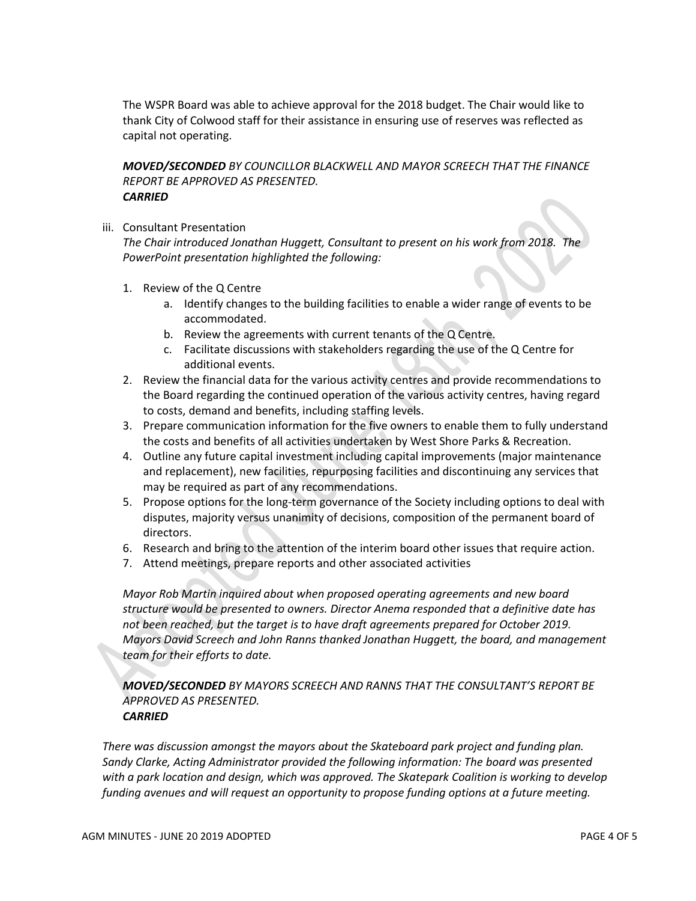The WSPR Board was able to achieve approval for the 2018 budget. The Chair would like to thank City of Colwood staff for their assistance in ensuring use of reserves was reflected as capital not operating.

***MOVED/SECONDED*** *BY COUNCILLOR BLACKWELL AND MAYOR SCREECH THAT THE FINANCE REPORT BE APPROVED AS PRESENTED.*
***CARRIED***

iii. Consultant Presentation
*The Chair introduced Jonathan Huggett, Consultant to present on his work from 2018. The PowerPoint presentation highlighted the following:*

1. Review of the Q Centre
   a. Identify changes to the building facilities to enable a wider range of events to be accommodated.
   b. Review the agreements with current tenants of the Q Centre.
   c. Facilitate discussions with stakeholders regarding the use of the Q Centre for additional events.
2. Review the financial data for the various activity centres and provide recommendations to the Board regarding the continued operation of the various activity centres, having regard to costs, demand and benefits, including staffing levels.
3. Prepare communication information for the five owners to enable them to fully understand the costs and benefits of all activities undertaken by West Shore Parks & Recreation.
4. Outline any future capital investment including capital improvements (major maintenance and replacement), new facilities, repurposing facilities and discontinuing any services that may be required as part of any recommendations.
5. Propose options for the long-term governance of the Society including options to deal with disputes, majority versus unanimity of decisions, composition of the permanent board of directors.
6. Research and bring to the attention of the interim board other issues that require action.
7. Attend meetings, prepare reports and other associated activities

*Mayor Rob Martin inquired about when proposed operating agreements and new board structure would be presented to owners. Director Anema responded that a definitive date has not been reached, but the target is to have draft agreements prepared for October 2019. Mayors David Screech and John Ranns thanked Jonathan Huggett, the board, and management team for their efforts to date.*

***MOVED/SECONDED*** *BY MAYORS SCREECH AND RANNS THAT THE CONSULTANT'S REPORT BE APPROVED AS PRESENTED.*
***CARRIED***

*There was discussion amongst the mayors about the Skateboard park project and funding plan. Sandy Clarke, Acting Administrator provided the following information: The board was presented with a park location and design, which was approved. The Skatepark Coalition is working to develop funding avenues and will request an opportunity to propose funding options at a future meeting.*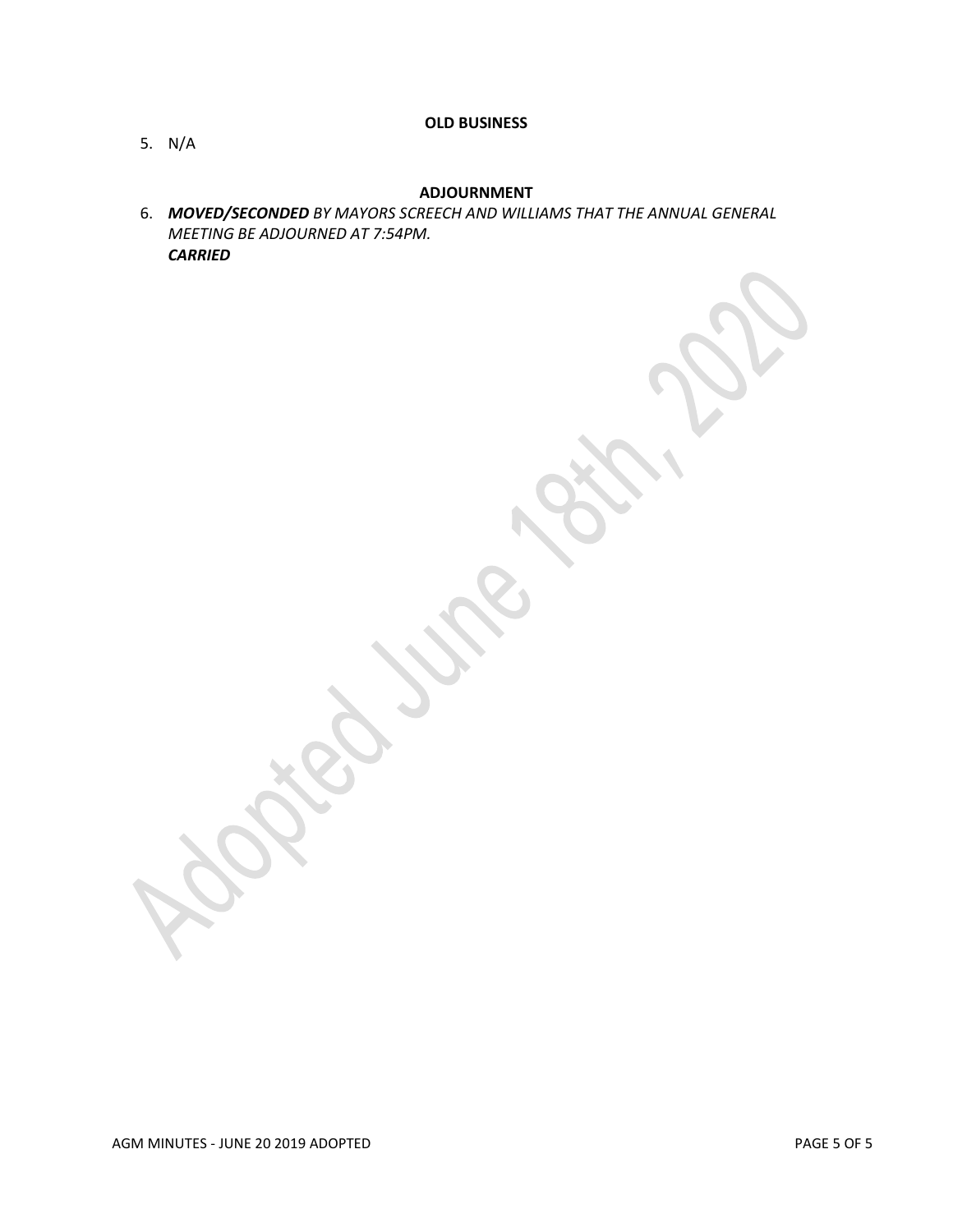**OLD BUSINESS**

5. N/A

**ADJOURNMENT**

6. ***MOVED/SECONDED*** *BY MAYORS SCREECH AND WILLIAMS THAT THE ANNUAL GENERAL MEETING BE ADJOURNED AT 7:54PM.*
   ***CARRIED***